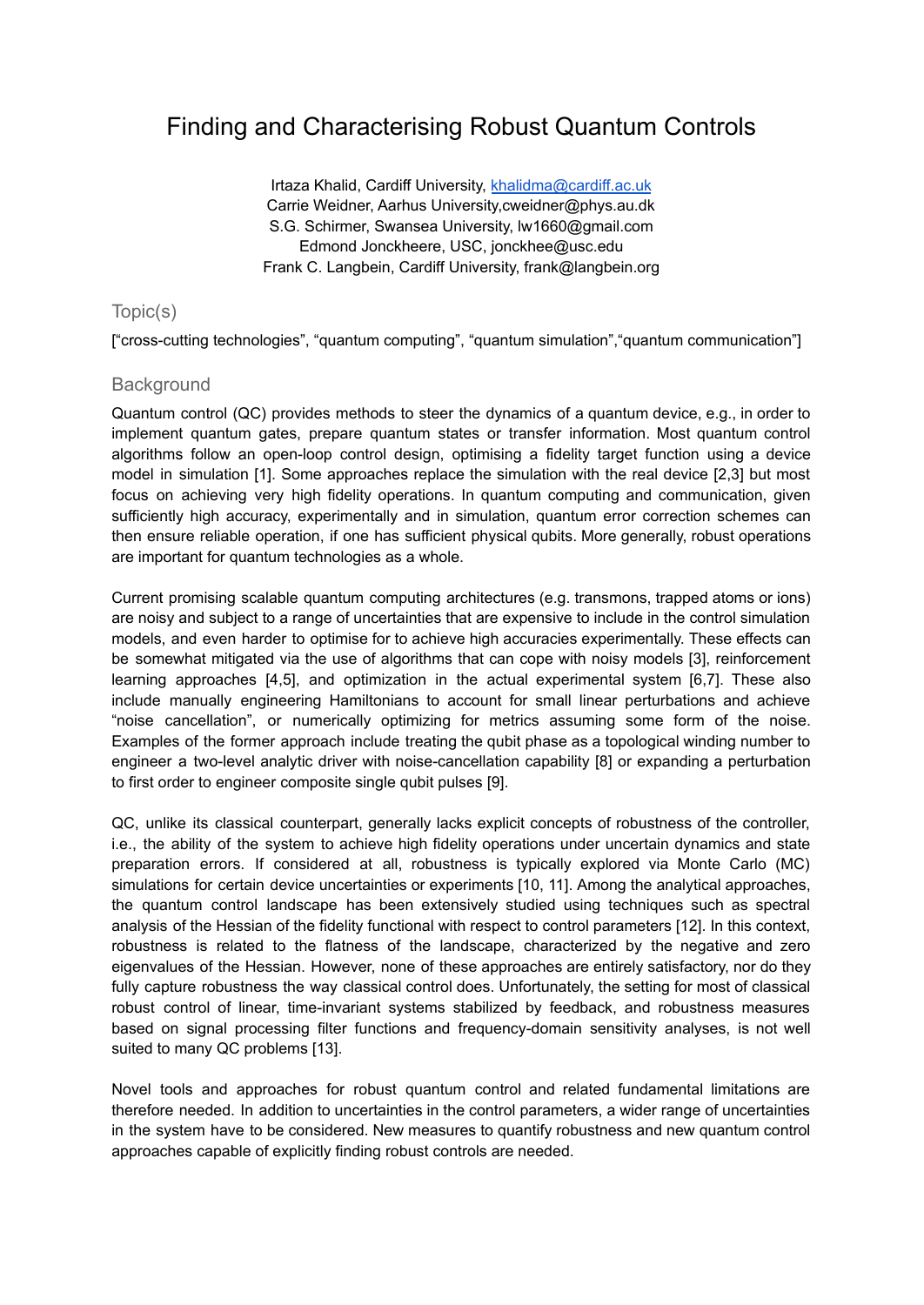# Finding and Characterising Robust Quantum Controls

Irtaza Khalid, Cardiff University, khalidma@cardiff.ac.uk
Carrie Weidner, Aarhus University,cweidner@phys.au.dk
S.G. Schirmer, Swansea University, lw1660@gmail.com
Edmond Jonckheere, USC, jonckhee@usc.edu
Frank C. Langbein, Cardiff University, frank@langbein.org

## Topic(s)

["cross-cutting technologies", "quantum computing", "quantum simulation","quantum communication"]

## Background

Quantum control (QC) provides methods to steer the dynamics of a quantum device, e.g., in order to implement quantum gates, prepare quantum states or transfer information. Most quantum control algorithms follow an open-loop control design, optimising a fidelity target function using a device model in simulation [1]. Some approaches replace the simulation with the real device [2,3] but most focus on achieving very high fidelity operations. In quantum computing and communication, given sufficiently high accuracy, experimentally and in simulation, quantum error correction schemes can then ensure reliable operation, if one has sufficient physical qubits. More generally, robust operations are important for quantum technologies as a whole.

Current promising scalable quantum computing architectures (e.g. transmons, trapped atoms or ions) are noisy and subject to a range of uncertainties that are expensive to include in the control simulation models, and even harder to optimise for to achieve high accuracies experimentally. These effects can be somewhat mitigated via the use of algorithms that can cope with noisy models [3], reinforcement learning approaches [4,5], and optimization in the actual experimental system [6,7]. These also include manually engineering Hamiltonians to account for small linear perturbations and achieve "noise cancellation", or numerically optimizing for metrics assuming some form of the noise. Examples of the former approach include treating the qubit phase as a topological winding number to engineer a two-level analytic driver with noise-cancellation capability [8] or expanding a perturbation to first order to engineer composite single qubit pulses [9].

QC, unlike its classical counterpart, generally lacks explicit concepts of robustness of the controller, i.e., the ability of the system to achieve high fidelity operations under uncertain dynamics and state preparation errors. If considered at all, robustness is typically explored via Monte Carlo (MC) simulations for certain device uncertainties or experiments [10, 11]. Among the analytical approaches, the quantum control landscape has been extensively studied using techniques such as spectral analysis of the Hessian of the fidelity functional with respect to control parameters [12]. In this context, robustness is related to the flatness of the landscape, characterized by the negative and zero eigenvalues of the Hessian. However, none of these approaches are entirely satisfactory, nor do they fully capture robustness the way classical control does. Unfortunately, the setting for most of classical robust control of linear, time-invariant systems stabilized by feedback, and robustness measures based on signal processing filter functions and frequency-domain sensitivity analyses, is not well suited to many QC problems [13].

Novel tools and approaches for robust quantum control and related fundamental limitations are therefore needed. In addition to uncertainties in the control parameters, a wider range of uncertainties in the system have to be considered. New measures to quantify robustness and new quantum control approaches capable of explicitly finding robust controls are needed.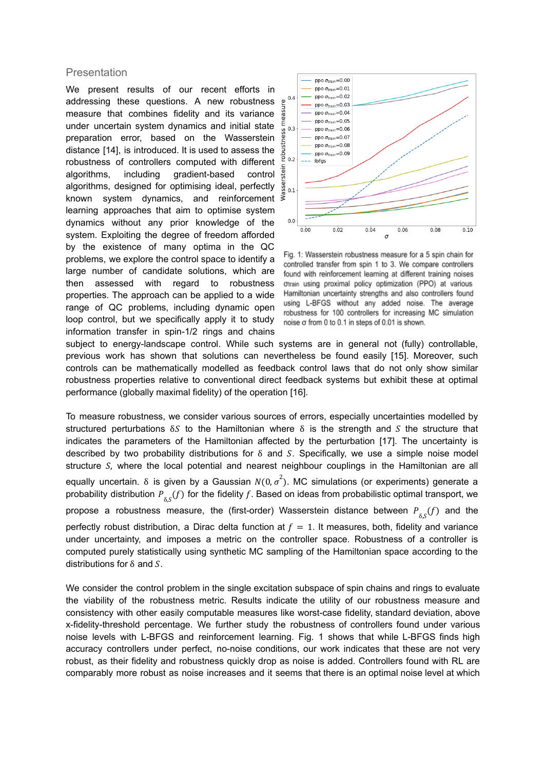## Presentation

We present results of our recent efforts in addressing these questions. A new robustness measure that combines fidelity and its variance under uncertain system dynamics and initial state preparation error, based on the Wasserstein distance [14], is introduced. It is used to assess the robustness of controllers computed with different algorithms, including gradient-based control algorithms, designed for optimising ideal, perfectly known system dynamics, and reinforcement learning approaches that aim to optimise system dynamics without any prior knowledge of the system. Exploiting the degree of freedom afforded by the existence of many optima in the QC problems, we explore the control space to identify a large number of candidate solutions, which are then assessed with regard to robustness properties. The approach can be applied to a wide range of QC problems, including dynamic open loop control, but we specifically apply it to study information transfer in spin-1/2 rings and chains subject to energy-landscape control. While such systems are in general not (fully) controllable, previous work has shown that solutions can nevertheless be found easily [15]. Moreover, such controls can be mathematically modelled as feedback control laws that do not only show similar robustness properties relative to conventional direct feedback systems but exhibit these at optimal performance (globally maximal fidelity) of the operation [16].

Fig. 1: Wasserstein robustness measure for a 5 spin chain for controlled transfer from spin 1 to 3. We compare controllers found with reinforcement learning at different training noises $\sigma_{train}$ using proximal policy optimization (PPO) at various Hamiltonian uncertainty strengths and also controllers found using L-BFGS without any added noise. The average robustness for 100 controllers for increasing MC simulation noise $\sigma$ from 0 to 0.1 in steps of 0.01 is shown.

To measure robustness, we consider various sources of errors, especially uncertainties modelled by structured perturbations $\delta S$ to the Hamiltonian where $\delta$ is the strength and $S$ the structure that indicates the parameters of the Hamiltonian affected by the perturbation [17]. The uncertainty is described by two probability distributions for $\delta$ and $S$. Specifically, we use a simple noise model structure $S$, where the local potential and nearest neighbour couplings in the Hamiltonian are all equally uncertain. $\delta$ is given by a Gaussian $N(0, \sigma^2)$. MC simulations (or experiments) generate a probability distribution $P_{\delta,S}(f)$ for the fidelity $f$. Based on ideas from probabilistic optimal transport, we propose a robustness measure, the (first-order) Wasserstein distance between $P_{\delta,S}(f)$ and the perfectly robust distribution, a Dirac delta function at $f = 1$. It measures, both, fidelity and variance under uncertainty, and imposes a metric on the controller space. Robustness of a controller is computed purely statistically using synthetic MC sampling of the Hamiltonian space according to the distributions for $\delta$ and $S$.

We consider the control problem in the single excitation subspace of spin chains and rings to evaluate the viability of the robustness metric. Results indicate the utility of our robustness measure and consistency with other easily computable measures like worst-case fidelity, standard deviation, above x-fidelity-threshold percentage. We further study the robustness of controllers found under various noise levels with L-BFGS and reinforcement learning. Fig. 1 shows that while L-BFGS finds high accuracy controllers under perfect, no-noise conditions, our work indicates that these are not very robust, as their fidelity and robustness quickly drop as noise is added. Controllers found with RL are comparably more robust as noise increases and it seems that there is an optimal noise level at which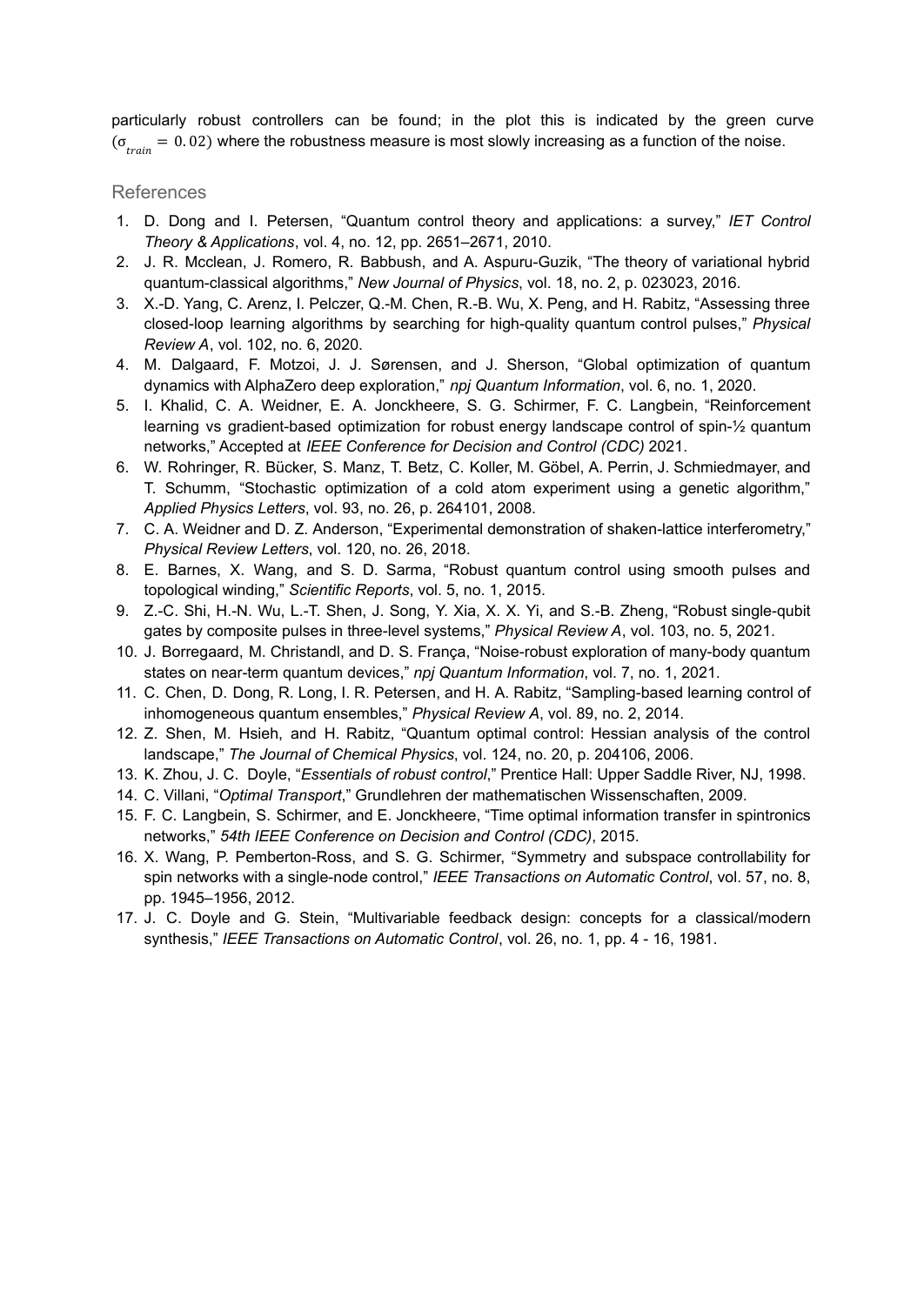particularly robust controllers can be found; in the plot this is indicated by the green curve ($\sigma_{train} = 0.02$) where the robustness measure is most slowly increasing as a function of the noise.

## References

1. D. Dong and I. Petersen, "Quantum control theory and applications: a survey," *IET Control Theory & Applications*, vol. 4, no. 12, pp. 2651–2671, 2010.
2. J. R. Mcclean, J. Romero, R. Babbush, and A. Aspuru-Guzik, "The theory of variational hybrid quantum-classical algorithms," *New Journal of Physics*, vol. 18, no. 2, p. 023023, 2016.
3. X.-D. Yang, C. Arenz, I. Pelczer, Q.-M. Chen, R.-B. Wu, X. Peng, and H. Rabitz, "Assessing three closed-loop learning algorithms by searching for high-quality quantum control pulses," *Physical Review A*, vol. 102, no. 6, 2020.
4. M. Dalgaard, F. Motzoi, J. J. Sørensen, and J. Sherson, "Global optimization of quantum dynamics with AlphaZero deep exploration," *npj Quantum Information*, vol. 6, no. 1, 2020.
5. I. Khalid, C. A. Weidner, E. A. Jonckheere, S. G. Schirmer, F. C. Langbein, "Reinforcement learning vs gradient-based optimization for robust energy landscape control of spin-½ quantum networks," Accepted at *IEEE Conference for Decision and Control (CDC)* 2021.
6. W. Rohringer, R. Bücker, S. Manz, T. Betz, C. Koller, M. Göbel, A. Perrin, J. Schmiedmayer, and T. Schumm, "Stochastic optimization of a cold atom experiment using a genetic algorithm," *Applied Physics Letters*, vol. 93, no. 26, p. 264101, 2008.
7. C. A. Weidner and D. Z. Anderson, "Experimental demonstration of shaken-lattice interferometry," *Physical Review Letters*, vol. 120, no. 26, 2018.
8. E. Barnes, X. Wang, and S. D. Sarma, "Robust quantum control using smooth pulses and topological winding," *Scientific Reports*, vol. 5, no. 1, 2015.
9. Z.-C. Shi, H.-N. Wu, L.-T. Shen, J. Song, Y. Xia, X. X. Yi, and S.-B. Zheng, "Robust single-qubit gates by composite pulses in three-level systems," *Physical Review A*, vol. 103, no. 5, 2021.
10. J. Borregaard, M. Christandl, and D. S. França, "Noise-robust exploration of many-body quantum states on near-term quantum devices," *npj Quantum Information*, vol. 7, no. 1, 2021.
11. C. Chen, D. Dong, R. Long, I. R. Petersen, and H. A. Rabitz, "Sampling-based learning control of inhomogeneous quantum ensembles," *Physical Review A*, vol. 89, no. 2, 2014.
12. Z. Shen, M. Hsieh, and H. Rabitz, "Quantum optimal control: Hessian analysis of the control landscape," *The Journal of Chemical Physics*, vol. 124, no. 20, p. 204106, 2006.
13. K. Zhou, J. C. Doyle, "*Essentials of robust control*," Prentice Hall: Upper Saddle River, NJ, 1998.
14. C. Villani, "*Optimal Transport*," Grundlehren der mathematischen Wissenschaften, 2009.
15. F. C. Langbein, S. Schirmer, and E. Jonckheere, "Time optimal information transfer in spintronics networks," *54th IEEE Conference on Decision and Control (CDC)*, 2015.
16. X. Wang, P. Pemberton-Ross, and S. G. Schirmer, "Symmetry and subspace controllability for spin networks with a single-node control," *IEEE Transactions on Automatic Control*, vol. 57, no. 8, pp. 1945–1956, 2012.
17. J. C. Doyle and G. Stein, "Multivariable feedback design: concepts for a classical/modern synthesis," *IEEE Transactions on Automatic Control*, vol. 26, no. 1, pp. 4 - 16, 1981.